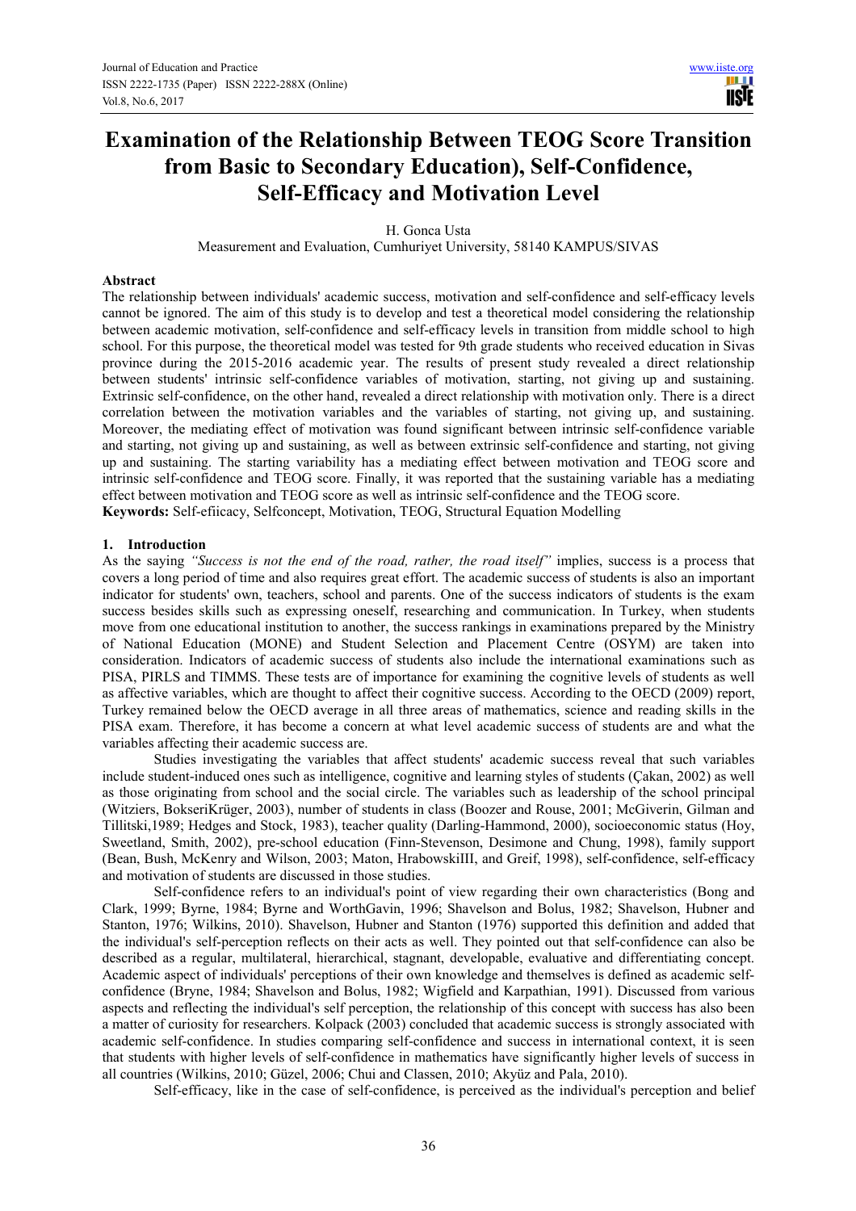# Examination of the Relationship Between TEOG Score Transition from Basic to Secondary Education), Self-Confidence, Self-Efficacy and Motivation Level

H. Gonca Usta

Measurement and Evaluation, Cumhuriyet University, 58140 KAMPUS/SIVAS

## Abstract

The relationship between individuals' academic success, motivation and self-confidence and self-efficacy levels cannot be ignored. The aim of this study is to develop and test a theoretical model considering the relationship between academic motivation, self-confidence and self-efficacy levels in transition from middle school to high school. For this purpose, the theoretical model was tested for 9th grade students who received education in Sivas province during the 2015-2016 academic year. The results of present study revealed a direct relationship between students' intrinsic self-confidence variables of motivation, starting, not giving up and sustaining. Extrinsic self-confidence, on the other hand, revealed a direct relationship with motivation only. There is a direct correlation between the motivation variables and the variables of starting, not giving up, and sustaining. Moreover, the mediating effect of motivation was found significant between intrinsic self-confidence variable and starting, not giving up and sustaining, as well as between extrinsic self-confidence and starting, not giving up and sustaining. The starting variability has a mediating effect between motivation and TEOG score and intrinsic self-confidence and TEOG score. Finally, it was reported that the sustaining variable has a mediating effect between motivation and TEOG score as well as intrinsic self-confidence and the TEOG score.

**Keywords:** Self-efiicacy, Selfconcept, Motivation, TEOG, Structural Equation Modelling

## 1. Introduction

As the saying *"Success is not the end of the road, rather, the road itself"* implies, success is a process that covers a long period of time and also requires great effort. The academic success of students is also an important indicator for students' own, teachers, school and parents. One of the success indicators of students is the exam success besides skills such as expressing oneself, researching and communication. In Turkey, when students move from one educational institution to another, the success rankings in examinations prepared by the Ministry of National Education (MONE) and Student Selection and Placement Centre (OSYM) are taken into consideration. Indicators of academic success of students also include the international examinations such as PISA, PIRLS and TIMMS. These tests are of importance for examining the cognitive levels of students as well as affective variables, which are thought to affect their cognitive success. According to the OECD (2009) report, Turkey remained below the OECD average in all three areas of mathematics, science and reading skills in the PISA exam. Therefore, it has become a concern at what level academic success of students are and what the variables affecting their academic success are.

Studies investigating the variables that affect students' academic success reveal that such variables include student-induced ones such as intelligence, cognitive and learning styles of students (Çakan, 2002) as well as those originating from school and the social circle. The variables such as leadership of the school principal (Witziers, BokseriKrüger, 2003), number of students in class (Boozer and Rouse, 2001; McGiverin, Gilman and Tillitski,1989; Hedges and Stock, 1983), teacher quality (Darling-Hammond, 2000), socioeconomic status (Hoy, Sweetland, Smith, 2002), pre-school education (Finn-Stevenson, Desimone and Chung, 1998), family support (Bean, Bush, McKenry and Wilson, 2003; Maton, HrabowskiIII, and Greif, 1998), self-confidence, self-efficacy and motivation of students are discussed in those studies.

Self-confidence refers to an individual's point of view regarding their own characteristics (Bong and Clark, 1999; Byrne, 1984; Byrne and WorthGavin, 1996; Shavelson and Bolus, 1982; Shavelson, Hubner and Stanton, 1976; Wilkins, 2010). Shavelson, Hubner and Stanton (1976) supported this definition and added that the individual's self-perception reflects on their acts as well. They pointed out that self-confidence can also be described as a regular, multilateral, hierarchical, stagnant, developable, evaluative and differentiating concept. Academic aspect of individuals' perceptions of their own knowledge and themselves is defined as academic self-confidence (Bryne, 1984; Shavelson and Bolus, 1982; Wigfield and Karpathian, 1991). Discussed from various aspects and reflecting the individual's self perception, the relationship of this concept with success has also been a matter of curiosity for researchers. Kolpack (2003) concluded that academic success is strongly associated with academic self-confidence. In studies comparing self-confidence and success in international context, it is seen that students with higher levels of self-confidence in mathematics have significantly higher levels of success in all countries (Wilkins, 2010; Güzel, 2006; Chui and Classen, 2010; Akyüz and Pala, 2010).

Self-efficacy, like in the case of self-confidence, is perceived as the individual's perception and belief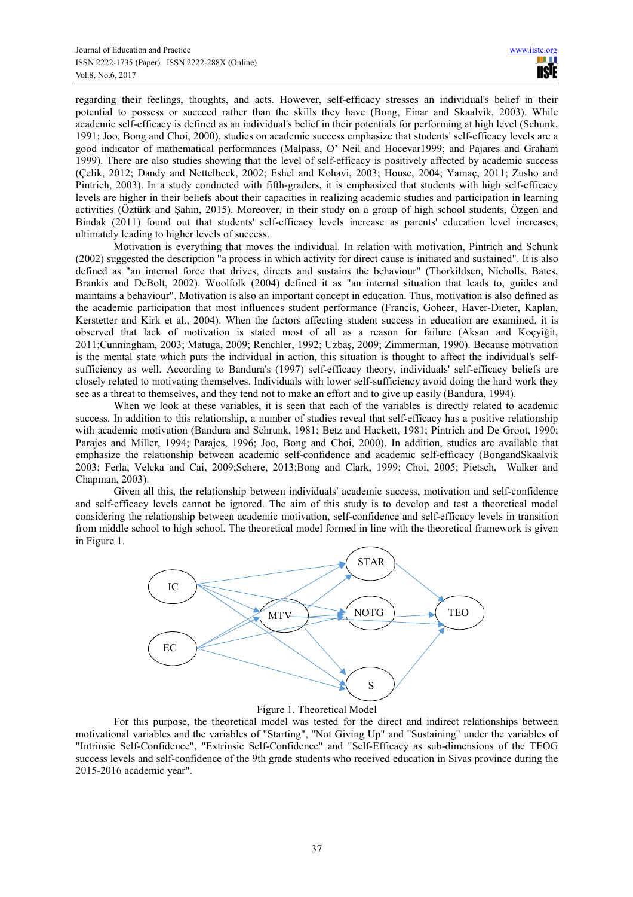regarding their feelings, thoughts, and acts. However, self-efficacy stresses an individual's belief in their potential to possess or succeed rather than the skills they have (Bong, Einar and Skaalvik, 2003). While academic self-efficacy is defined as an individual's belief in their potentials for performing at high level (Schunk, 1991; Joo, Bong and Choi, 2000), studies on academic success emphasize that students' self-efficacy levels are a good indicator of mathematical performances (Malpass, O' Neil and Hocevar1999; and Pajares and Graham 1999). There are also studies showing that the level of self-efficacy is positively affected by academic success (Çelik, 2012; Dandy and Nettelbeck, 2002; Eshel and Kohavi, 2003; House, 2004; Yamaç, 2011; Zusho and Pintrich, 2003). In a study conducted with fifth-graders, it is emphasized that students with high self-efficacy levels are higher in their beliefs about their capacities in realizing academic studies and participation in learning activities (Öztürk and Şahin, 2015). Moreover, in their study on a group of high school students, Özgen and Bindak (2011) found out that students' self-efficacy levels increase as parents' education level increases, ultimately leading to higher levels of success.

Motivation is everything that moves the individual. In relation with motivation, Pintrich and Schunk (2002) suggested the description "a process in which activity for direct cause is initiated and sustained". It is also defined as "an internal force that drives, directs and sustains the behaviour" (Thorkildsen, Nicholls, Bates, Brankis and DeBolt, 2002). Woolfolk (2004) defined it as "an internal situation that leads to, guides and maintains a behaviour". Motivation is also an important concept in education. Thus, motivation is also defined as the academic participation that most influences student performance (Francis, Goheer, Haver-Dieter, Kaplan, Kerstetter and Kirk et al., 2004). When the factors affecting student success in education are examined, it is observed that lack of motivation is stated most of all as a reason for failure (Aksan and Koçyiğit, 2011;Cunningham, 2003; Matuga, 2009; Renchler, 1992; Uzbaş, 2009; Zimmerman, 1990). Because motivation is the mental state which puts the individual in action, this situation is thought to affect the individual's self-sufficiency as well. According to Bandura's (1997) self-efficacy theory, individuals' self-efficacy beliefs are closely related to motivating themselves. Individuals with lower self-sufficiency avoid doing the hard work they see as a threat to themselves, and they tend not to make an effort and to give up easily (Bandura, 1994).

When we look at these variables, it is seen that each of the variables is directly related to academic success. In addition to this relationship, a number of studies reveal that self-efficacy has a positive relationship with academic motivation (Bandura and Schrunk, 1981; Betz and Hackett, 1981; Pintrich and De Groot, 1990; Parajes and Miller, 1994; Parajes, 1996; Joo, Bong and Choi, 2000). In addition, studies are available that emphasize the relationship between academic self-confidence and academic self-efficacy (BongandSkaalvik 2003; Ferla, Velcka and Cai, 2009;Schere, 2013;Bong and Clark, 1999; Choi, 2005; Pietsch, Walker and Chapman, 2003).

Given all this, the relationship between individuals' academic success, motivation and self-confidence and self-efficacy levels cannot be ignored. The aim of this study is to develop and test a theoretical model considering the relationship between academic motivation, self-confidence and self-efficacy levels in transition from middle school to high school. The theoretical model formed in line with the theoretical framework is given in Figure 1.

Figure 1. Theoretical Model

For this purpose, the theoretical model was tested for the direct and indirect relationships between motivational variables and the variables of "Starting", "Not Giving Up" and "Sustaining" under the variables of "Intrinsic Self-Confidence", "Extrinsic Self-Confidence" and "Self-Efficacy as sub-dimensions of the TEOG success levels and self-confidence of the 9th grade students who received education in Sivas province during the 2015-2016 academic year".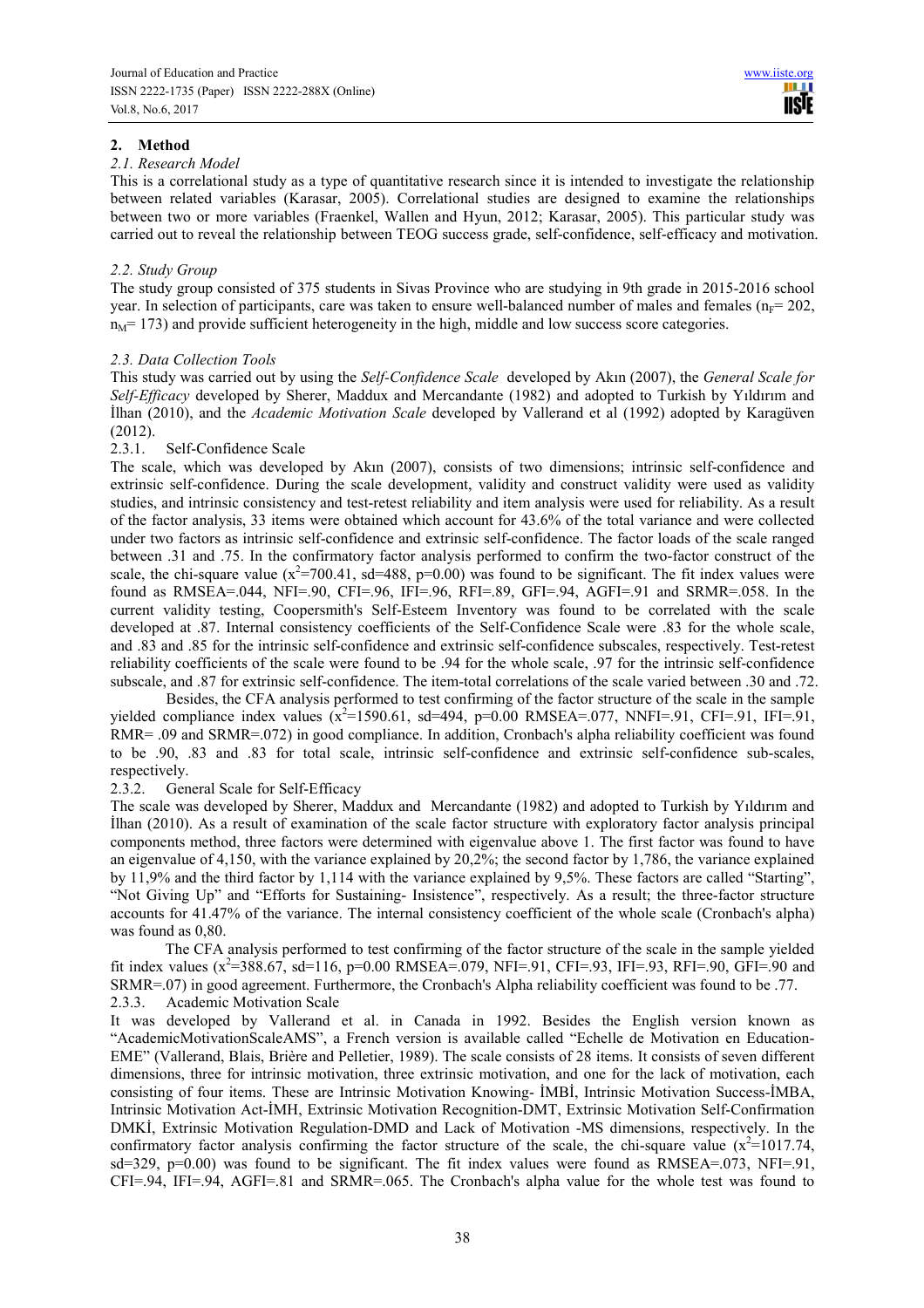## 2. Method

### *2.1. Research Model*

This is a correlational study as a type of quantitative research since it is intended to investigate the relationship between related variables (Karasar, 2005). Correlational studies are designed to examine the relationships between two or more variables (Fraenkel, Wallen and Hyun, 2012; Karasar, 2005). This particular study was carried out to reveal the relationship between TEOG success grade, self-confidence, self-efficacy and motivation.

### *2.2. Study Group*

The study group consisted of 375 students in Sivas Province who are studying in 9th grade in 2015-2016 school year. In selection of participants, care was taken to ensure well-balanced number of males and females ($n_F$= 202, $n_M$= 173) and provide sufficient heterogeneity in the high, middle and low success score categories.

### *2.3. Data Collection Tools*

This study was carried out by using the *Self-Confidence Scale* developed by Akın (2007), the *General Scale for Self-Efficacy* developed by Sherer, Maddux and Mercandante (1982) and adopted to Turkish by Yıldırım and İlhan (2010), and the *Academic Motivation Scale* developed by Vallerand et al (1992) adopted by Karagüven (2012).

#### 2.3.1. Self-Confidence Scale

The scale, which was developed by Akın (2007), consists of two dimensions; intrinsic self-confidence and extrinsic self-confidence. During the scale development, validity and construct validity were used as validity studies, and intrinsic consistency and test-retest reliability and item analysis were used for reliability. As a result of the factor analysis, 33 items were obtained which account for 43.6% of the total variance and were collected under two factors as intrinsic self-confidence and extrinsic self-confidence. The factor loads of the scale ranged between .31 and .75. In the confirmatory factor analysis performed to confirm the two-factor construct of the scale, the chi-square value ($x^2$=700.41, sd=488, p=0.00) was found to be significant. The fit index values were found as RMSEA=.044, NFI=.90, CFI=.96, IFI=.96, RFI=.89, GFI=.94, AGFI=.91 and SRMR=.058. In the current validity testing, Coopersmith's Self-Esteem Inventory was found to be correlated with the scale developed at .87. Internal consistency coefficients of the Self-Confidence Scale were .83 for the whole scale, and .83 and .85 for the intrinsic self-confidence and extrinsic self-confidence subscales, respectively. Test-retest reliability coefficients of the scale were found to be .94 for the whole scale, .97 for the intrinsic self-confidence subscale, and .87 for extrinsic self-confidence. The item-total correlations of the scale varied between .30 and .72.

Besides, the CFA analysis performed to test confirming of the factor structure of the scale in the sample yielded compliance index values ($x^2$=1590.61, sd=494, p=0.00 RMSEA=.077, NNFI=.91, CFI=.91, IFI=.91, RMR= .09 and SRMR=.072) in good compliance. In addition, Cronbach's alpha reliability coefficient was found to be .90, .83 and .83 for total scale, intrinsic self-confidence and extrinsic self-confidence sub-scales, respectively.

#### 2.3.2. General Scale for Self-Efficacy

The scale was developed by Sherer, Maddux and Mercandante (1982) and adopted to Turkish by Yıldırım and İlhan (2010). As a result of examination of the scale factor structure with exploratory factor analysis principal components method, three factors were determined with eigenvalue above 1. The first factor was found to have an eigenvalue of 4,150, with the variance explained by 20,2%; the second factor by 1,786, the variance explained by 11,9% and the third factor by 1,114 with the variance explained by 9,5%. These factors are called "Starting", "Not Giving Up" and "Efforts for Sustaining- Insistence", respectively. As a result; the three-factor structure accounts for 41.47% of the variance. The internal consistency coefficient of the whole scale (Cronbach's alpha) was found as 0,80.

The CFA analysis performed to test confirming of the factor structure of the scale in the sample yielded fit index values ($x^2$=388.67, sd=116, p=0.00 RMSEA=.079, NFI=.91, CFI=.93, IFI=.93, RFI=.90, GFI=.90 and SRMR=.07) in good agreement. Furthermore, the Cronbach's Alpha reliability coefficient was found to be .77.

#### 2.3.3. Academic Motivation Scale

It was developed by Vallerand et al. in Canada in 1992. Besides the English version known as "AcademicMotivationScaleAMS", a French version is available called "Echelle de Motivation en Education-EME" (Vallerand, Blais, Brière and Pelletier, 1989). The scale consists of 28 items. It consists of seven different dimensions, three for intrinsic motivation, three extrinsic motivation, and one for the lack of motivation, each consisting of four items. These are Intrinsic Motivation Knowing- İMBİ, Intrinsic Motivation Success-İMBA, Intrinsic Motivation Act-İMH, Extrinsic Motivation Recognition-DMT, Extrinsic Motivation Self-Confirmation DMKİ, Extrinsic Motivation Regulation-DMD and Lack of Motivation -MS dimensions, respectively. In the confirmatory factor analysis confirming the factor structure of the scale, the chi-square value ($x^2$=1017.74, sd=329, p=0.00) was found to be significant. The fit index values were found as RMSEA=.073, NFI=.91, CFI=.94, IFI=.94, AGFI=.81 and SRMR=.065. The Cronbach's alpha value for the whole test was found to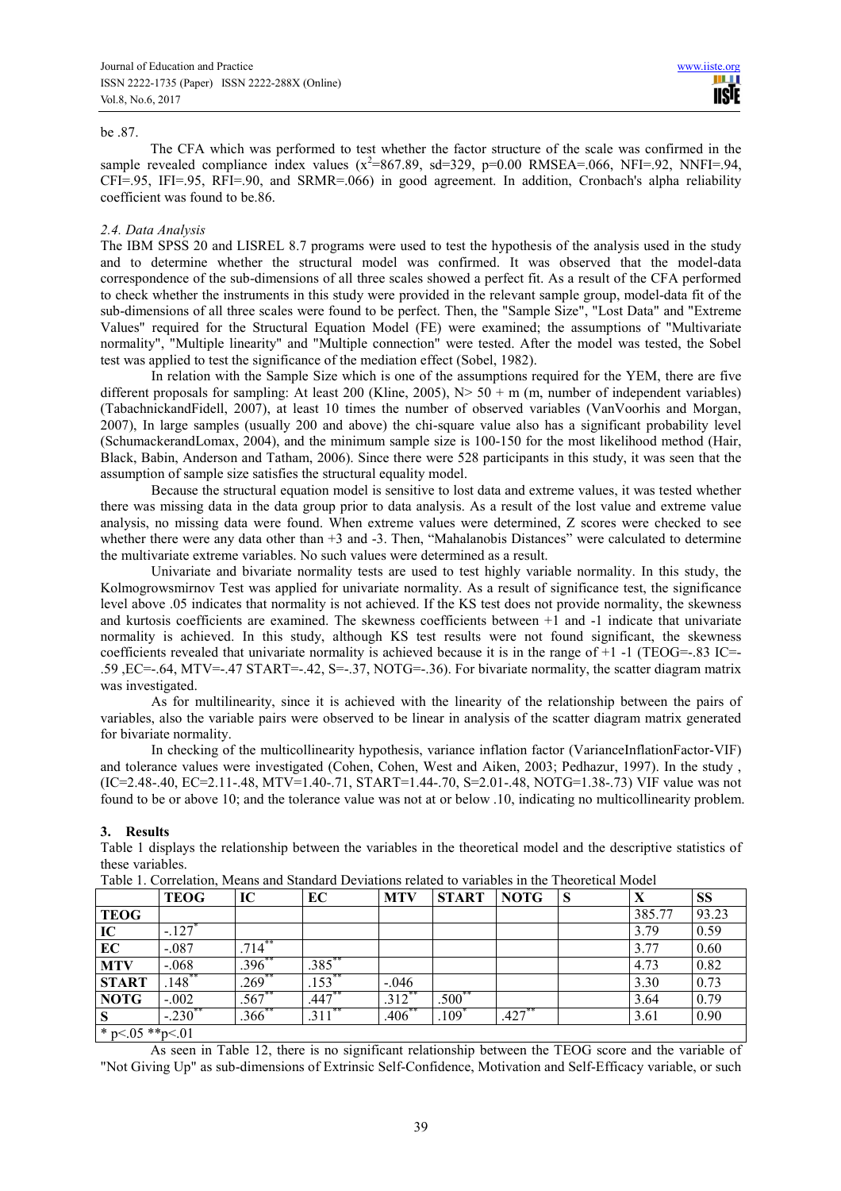be .87.

The CFA which was performed to test whether the factor structure of the scale was confirmed in the sample revealed compliance index values ($x^2$=867.89, sd=329, p=0.00 RMSEA=.066, NFI=.92, NNFI=.94, CFI=.95, IFI=.95, RFI=.90, and SRMR=.066) in good agreement. In addition, Cronbach's alpha reliability coefficient was found to be.86.

### *2.4. Data Analysis*

The IBM SPSS 20 and LISREL 8.7 programs were used to test the hypothesis of the analysis used in the study and to determine whether the structural model was confirmed. It was observed that the model-data correspondence of the sub-dimensions of all three scales showed a perfect fit. As a result of the CFA performed to check whether the instruments in this study were provided in the relevant sample group, model-data fit of the sub-dimensions of all three scales were found to be perfect. Then, the "Sample Size", "Lost Data" and "Extreme Values" required for the Structural Equation Model (FE) were examined; the assumptions of "Multivariate normality", "Multiple linearity" and "Multiple connection" were tested. After the model was tested, the Sobel test was applied to test the significance of the mediation effect (Sobel, 1982).

In relation with the Sample Size which is one of the assumptions required for the YEM, there are five different proposals for sampling: At least 200 (Kline, 2005), N> 50 + m (m, number of independent variables) (TabachnickandFidell, 2007), at least 10 times the number of observed variables (VanVoorhis and Morgan, 2007), In large samples (usually 200 and above) the chi-square value also has a significant probability level (SchumackerandLomax, 2004), and the minimum sample size is 100-150 for the most likelihood method (Hair, Black, Babin, Anderson and Tatham, 2006). Since there were 528 participants in this study, it was seen that the assumption of sample size satisfies the structural equality model.

Because the structural equation model is sensitive to lost data and extreme values, it was tested whether there was missing data in the data group prior to data analysis. As a result of the lost value and extreme value analysis, no missing data were found. When extreme values were determined, Z scores were checked to see whether there were any data other than +3 and -3. Then, "Mahalanobis Distances" were calculated to determine the multivariate extreme variables. No such values were determined as a result.

Univariate and bivariate normality tests are used to test highly variable normality. In this study, the Kolmogrowsmirnov Test was applied for univariate normality. As a result of significance test, the significance level above .05 indicates that normality is not achieved. If the KS test does not provide normality, the skewness and kurtosis coefficients are examined. The skewness coefficients between +1 and -1 indicate that univariate normality is achieved. In this study, although KS test results were not found significant, the skewness coefficients revealed that univariate normality is achieved because it is in the range of +1 -1 (TEOG=-.83 IC=-.59 ,EC=-.64, MTV=-.47 START=-.42, S=-.37, NOTG=-.36). For bivariate normality, the scatter diagram matrix was investigated.

As for multilinearity, since it is achieved with the linearity of the relationship between the pairs of variables, also the variable pairs were observed to be linear in analysis of the scatter diagram matrix generated for bivariate normality.

In checking of the multicollinearity hypothesis, variance inflation factor (VarianceInflationFactor-VIF) and tolerance values were investigated (Cohen, Cohen, West and Aiken, 2003; Pedhazur, 1997). In the study , (IC=2.48-.40, EC=2.11-.48, MTV=1.40-.71, START=1.44-.70, S=2.01-.48, NOTG=1.38-.73) VIF value was not found to be or above 10; and the tolerance value was not at or below .10, indicating no multicollinearity problem.

## 3. Results

Table 1 displays the relationship between the variables in the theoretical model and the descriptive statistics of these variables.

Table 1. Correlation, Means and Standard Deviations related to variables in the Theoretical Model

| | TEOG | IC | EC | MTV | START | NOTG | S | X | SS |
|---|---|---|---|---|---|---|---|---|---|
| **TEOG** | | | | | | | | 385.77 | 93.23 |
| **IC** | -.127* | | | | | | | 3.79 | 0.59 |
| **EC** | -.087 | .714** | | | | | | 3.77 | 0.60 |
| **MTV** | -.068 | .396** | .385** | | | | | 4.73 | 0.82 |
| **START** | .148** | .269** | .153** | -.046 | | | | 3.30 | 0.73 |
| **NOTG** | -.002 | .567** | .447** | .312** | .500** | | | 3.64 | 0.79 |
| **S** | -.230** | .366** | .311** | .406** | .109* | .427** | | 3.61 | 0.90 |
| * p<.05 **p<.01 | | | | | | | | | |

As seen in Table 12, there is no significant relationship between the TEOG score and the variable of "Not Giving Up" as sub-dimensions of Extrinsic Self-Confidence, Motivation and Self-Efficacy variable, or such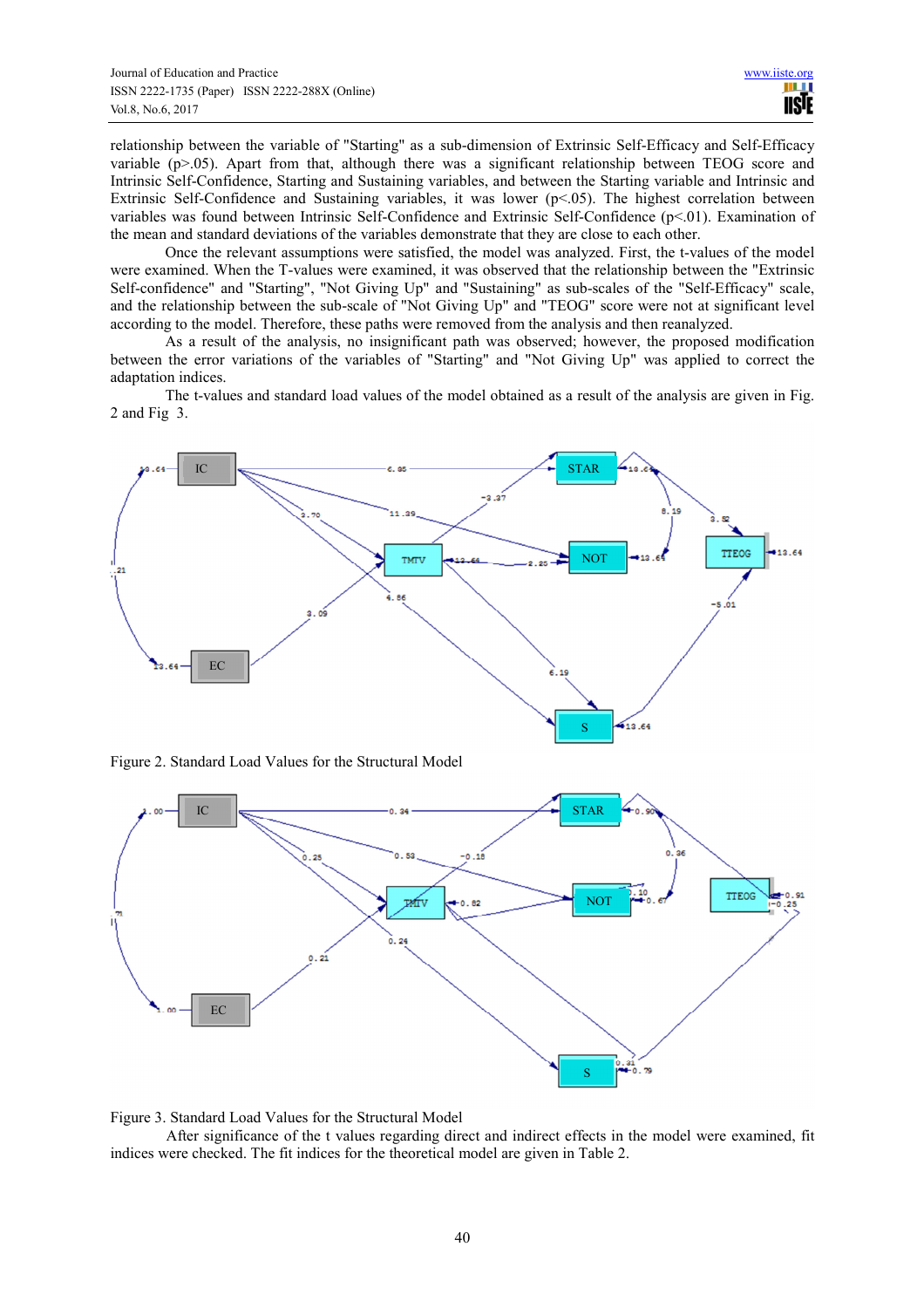relationship between the variable of "Starting" as a sub-dimension of Extrinsic Self-Efficacy and Self-Efficacy variable (p>.05). Apart from that, although there was a significant relationship between TEOG score and Intrinsic Self-Confidence, Starting and Sustaining variables, and between the Starting variable and Intrinsic and Extrinsic Self-Confidence and Sustaining variables, it was lower (p<.05). The highest correlation between variables was found between Intrinsic Self-Confidence and Extrinsic Self-Confidence (p<.01). Examination of the mean and standard deviations of the variables demonstrate that they are close to each other.

Once the relevant assumptions were satisfied, the model was analyzed. First, the t-values of the model were examined. When the T-values were examined, it was observed that the relationship between the "Extrinsic Self-confidence" and "Starting", "Not Giving Up" and "Sustaining" as sub-scales of the "Self-Efficacy" scale, and the relationship between the sub-scale of "Not Giving Up" and "TEOG" score were not at significant level according to the model. Therefore, these paths were removed from the analysis and then reanalyzed.

As a result of the analysis, no insignificant path was observed; however, the proposed modification between the error variations of the variables of "Starting" and "Not Giving Up" was applied to correct the adaptation indices.

The t-values and standard load values of the model obtained as a result of the analysis are given in Fig. 2 and Fig 3.

Figure 2. Standard Load Values for the Structural Model

Figure 3. Standard Load Values for the Structural Model

After significance of the t values regarding direct and indirect effects in the model were examined, fit indices were checked. The fit indices for the theoretical model are given in Table 2.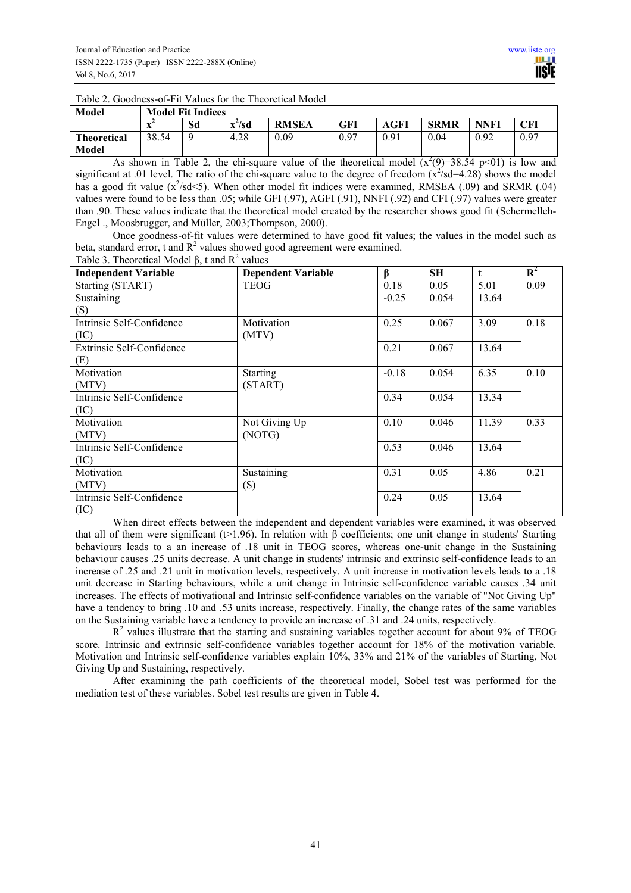Table 2. Goodness-of-Fit Values for the Theoretical Model

| Model | Model Fit Indices | | | | | | | | |
|---|---|---|---|---|---|---|---|---|---|
| | $x^2$ | Sd | $x^2$/sd | RMSEA | GFI | AGFI | SRMR | NNFI | CFI |
| **Theoretical Model** | 38.54 | 9 | 4.28 | 0.09 | 0.97 | 0.91 | 0.04 | 0.92 | 0.97 |

As shown in Table 2, the chi-square value of the theoretical model ($x^2(9)=38.54$ $p<01$) is low and significant at .01 level. The ratio of the chi-square value to the degree of freedom ($x^2/sd=4.28$) shows the model has a good fit value ($x^2/sd<5$). When other model fit indices were examined, RMSEA (.09) and SRMR (.04) values were found to be less than .05; while GFI (.97), AGFI (.91), NNFI (.92) and CFI (.97) values were greater than .90. These values indicate that the theoretical model created by the researcher shows good fit (Schermelleh-Engel ., Moosbrugger, and Müller, 2003;Thompson, 2000).

Once goodness-of-fit values were determined to have good fit values; the values in the model such as beta, standard error, t and $R^2$ values showed good agreement were examined.

Table 3. Theoretical Model β, t and $R^2$ values

| Independent Variable | Dependent Variable | β | SH | t | $R^2$ |
|---|---|---|---|---|---|
| Starting (START) | TEOG | 0.18 | 0.05 | 5.01 | 0.09 |
| Sustaining (S) | | -0.25 | 0.054 | 13.64 | |
| Intrinsic Self-Confidence (IC) | Motivation (MTV) | 0.25 | 0.067 | 3.09 | 0.18 |
| Extrinsic Self-Confidence (E) | | 0.21 | 0.067 | 13.64 | |
| Motivation (MTV) | Starting (START) | -0.18 | 0.054 | 6.35 | 0.10 |
| Intrinsic Self-Confidence (IC) | | 0.34 | 0.054 | 13.34 | |
| Motivation (MTV) | Not Giving Up (NOTG) | 0.10 | 0.046 | 11.39 | 0.33 |
| Intrinsic Self-Confidence (IC) | | 0.53 | 0.046 | 13.64 | |
| Motivation (MTV) | Sustaining (S) | 0.31 | 0.05 | 4.86 | 0.21 |
| Intrinsic Self-Confidence (IC) | | 0.24 | 0.05 | 13.64 | |

When direct effects between the independent and dependent variables were examined, it was observed that all of them were significant ($t>1.96$). In relation with β coefficients; one unit change in students' Starting behaviours leads to a an increase of .18 unit in TEOG scores, whereas one-unit change in the Sustaining behaviour causes .25 units decrease. A unit change in students' intrinsic and extrinsic self-confidence leads to an increase of .25 and .21 unit in motivation levels, respectively. A unit increase in motivation levels leads to a .18 unit decrease in Starting behaviours, while a unit change in Intrinsic self-confidence variable causes .34 unit increases. The effects of motivational and Intrinsic self-confidence variables on the variable of "Not Giving Up" have a tendency to bring .10 and .53 units increase, respectively. Finally, the change rates of the same variables on the Sustaining variable have a tendency to provide an increase of .31 and .24 units, respectively.

$R^2$ values illustrate that the starting and sustaining variables together account for about 9% of TEOG score. Intrinsic and extrinsic self-confidence variables together account for 18% of the motivation variable. Motivation and Intrinsic self-confidence variables explain 10%, 33% and 21% of the variables of Starting, Not Giving Up and Sustaining, respectively.

After examining the path coefficients of the theoretical model, Sobel test was performed for the mediation test of these variables. Sobel test results are given in Table 4.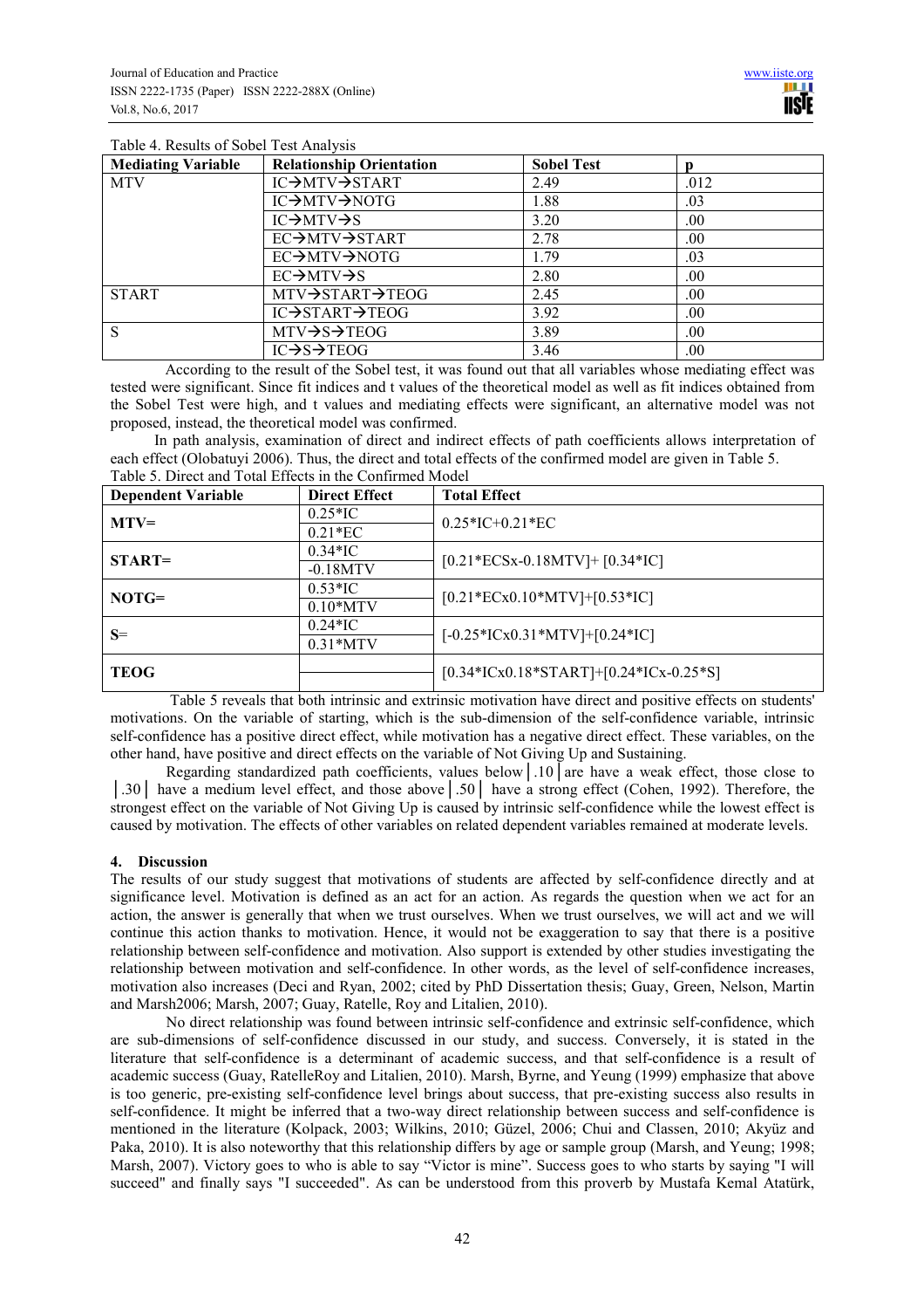Table 4. Results of Sobel Test Analysis

| Mediating Variable | Relationship Orientation | Sobel Test | p |
|---|---|---|---|
| MTV | IC→MTV→START | 2.49 | .012 |
| | IC→MTV→NOTG | 1.88 | .03 |
| | IC→MTV→S | 3.20 | .00 |
| | EC→MTV→START | 2.78 | .00 |
| | EC→MTV→NOTG | 1.79 | .03 |
| | EC→MTV→S | 2.80 | .00 |
| START | MTV→START→TEOG | 2.45 | .00 |
| | IC→START→TEOG | 3.92 | .00 |
| S | MTV→S→TEOG | 3.89 | .00 |
| | IC→S→TEOG | 3.46 | .00 |

According to the result of the Sobel test, it was found out that all variables whose mediating effect was tested were significant. Since fit indices and t values of the theoretical model as well as fit indices obtained from the Sobel Test were high, and t values and mediating effects were significant, an alternative model was not proposed, instead, the theoretical model was confirmed.

In path analysis, examination of direct and indirect effects of path coefficients allows interpretation of each effect (Olobatuyi 2006). Thus, the direct and total effects of the confirmed model are given in Table 5.

Table 5. Direct and Total Effects in the Confirmed Model

| Dependent Variable | Direct Effect | Total Effect |
|---|---|---|
| **MTV=** | 0.25*IC | 0.25*IC+0.21*EC |
| | 0.21*EC | |
| **START=** | 0.34*IC | [0.21*ECSx-0.18MTV]+ [0.34*IC] |
| | -0.18MTV | |
| **NOTG=** | 0.53*IC | [0.21*ECx0.10*MTV]+[0.53*IC] |
| | 0.10*MTV | |
| **S=** | 0.24*IC | [-0.25*ICx0.31*MTV]+[0.24*IC] |
| | 0.31*MTV | |
| **TEOG** | | [0.34*ICx0.18*START]+[0.24*ICx-0.25*S] |

Table 5 reveals that both intrinsic and extrinsic motivation have direct and positive effects on students' motivations. On the variable of starting, which is the sub-dimension of the self-confidence variable, intrinsic self-confidence has a positive direct effect, while motivation has a negative direct effect. These variables, on the other hand, have positive and direct effects on the variable of Not Giving Up and Sustaining.

Regarding standardized path coefficients, values below│.10│are have a weak effect, those close to │.30│ have a medium level effect, and those above│.50│ have a strong effect (Cohen, 1992). Therefore, the strongest effect on the variable of Not Giving Up is caused by intrinsic self-confidence while the lowest effect is caused by motivation. The effects of other variables on related dependent variables remained at moderate levels.

## 4. Discussion

The results of our study suggest that motivations of students are affected by self-confidence directly and at significance level. Motivation is defined as an act for an action. As regards the question when we act for an action, the answer is generally that when we trust ourselves. When we trust ourselves, we will act and we will continue this action thanks to motivation. Hence, it would not be exaggeration to say that there is a positive relationship between self-confidence and motivation. Also support is extended by other studies investigating the relationship between motivation and self-confidence. In other words, as the level of self-confidence increases, motivation also increases (Deci and Ryan, 2002; cited by PhD Dissertation thesis; Guay, Green, Nelson, Martin and Marsh2006; Marsh, 2007; Guay, Ratelle, Roy and Litalien, 2010).

No direct relationship was found between intrinsic self-confidence and extrinsic self-confidence, which are sub-dimensions of self-confidence discussed in our study, and success. Conversely, it is stated in the literature that self-confidence is a determinant of academic success, and that self-confidence is a result of academic success (Guay, RatelleRoy and Litalien, 2010). Marsh, Byrne, and Yeung (1999) emphasize that above is too generic, pre-existing self-confidence level brings about success, that pre-existing success also results in self-confidence. It might be inferred that a two-way direct relationship between success and self-confidence is mentioned in the literature (Kolpack, 2003; Wilkins, 2010; Güzel, 2006; Chui and Classen, 2010; Akyüz and Paka, 2010). It is also noteworthy that this relationship differs by age or sample group (Marsh, and Yeung; 1998; Marsh, 2007). Victory goes to who is able to say "Victor is mine". Success goes to who starts by saying "I will succeed" and finally says "I succeeded". As can be understood from this proverb by Mustafa Kemal Atatürk,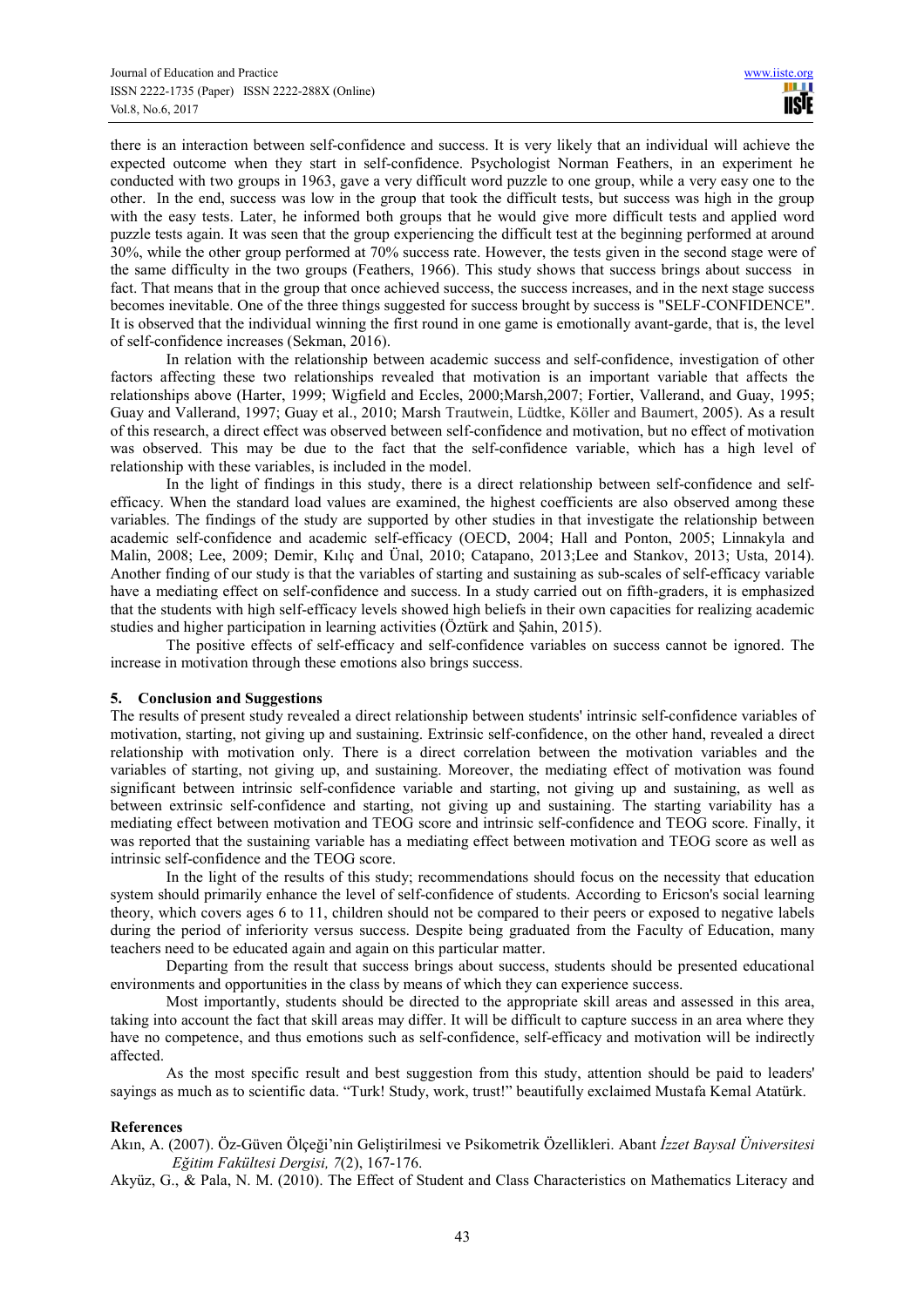there is an interaction between self-confidence and success. It is very likely that an individual will achieve the expected outcome when they start in self-confidence. Psychologist Norman Feathers, in an experiment he conducted with two groups in 1963, gave a very difficult word puzzle to one group, while a very easy one to the other. In the end, success was low in the group that took the difficult tests, but success was high in the group with the easy tests. Later, he informed both groups that he would give more difficult tests and applied word puzzle tests again. It was seen that the group experiencing the difficult test at the beginning performed at around 30%, while the other group performed at 70% success rate. However, the tests given in the second stage were of the same difficulty in the two groups (Feathers, 1966). This study shows that success brings about success in fact. That means that in the group that once achieved success, the success increases, and in the next stage success becomes inevitable. One of the three things suggested for success brought by success is "SELF-CONFIDENCE". It is observed that the individual winning the first round in one game is emotionally avant-garde, that is, the level of self-confidence increases (Sekman, 2016).

In relation with the relationship between academic success and self-confidence, investigation of other factors affecting these two relationships revealed that motivation is an important variable that affects the relationships above (Harter, 1999; Wigfield and Eccles, 2000;Marsh,2007; Fortier, Vallerand, and Guay, 1995; Guay and Vallerand, 1997; Guay et al., 2010; Marsh Trautwein, Lüdtke, Köller and Baumert, 2005). As a result of this research, a direct effect was observed between self-confidence and motivation, but no effect of motivation was observed. This may be due to the fact that the self-confidence variable, which has a high level of relationship with these variables, is included in the model.

In the light of findings in this study, there is a direct relationship between self-confidence and self-efficacy. When the standard load values are examined, the highest coefficients are also observed among these variables. The findings of the study are supported by other studies in that investigate the relationship between academic self-confidence and academic self-efficacy (OECD, 2004; Hall and Ponton, 2005; Linnakyla and Malin, 2008; Lee, 2009; Demir, Kılıç and Ünal, 2010; Catapano, 2013;Lee and Stankov, 2013; Usta, 2014). Another finding of our study is that the variables of starting and sustaining as sub-scales of self-efficacy variable have a mediating effect on self-confidence and success. In a study carried out on fifth-graders, it is emphasized that the students with high self-efficacy levels showed high beliefs in their own capacities for realizing academic studies and higher participation in learning activities (Öztürk and Şahin, 2015).

The positive effects of self-efficacy and self-confidence variables on success cannot be ignored. The increase in motivation through these emotions also brings success.

## 5. Conclusion and Suggestions

The results of present study revealed a direct relationship between students' intrinsic self-confidence variables of motivation, starting, not giving up and sustaining. Extrinsic self-confidence, on the other hand, revealed a direct relationship with motivation only. There is a direct correlation between the motivation variables and the variables of starting, not giving up, and sustaining. Moreover, the mediating effect of motivation was found significant between intrinsic self-confidence variable and starting, not giving up and sustaining, as well as between extrinsic self-confidence and starting, not giving up and sustaining. The starting variability has a mediating effect between motivation and TEOG score and intrinsic self-confidence and TEOG score. Finally, it was reported that the sustaining variable has a mediating effect between motivation and TEOG score as well as intrinsic self-confidence and the TEOG score.

In the light of the results of this study; recommendations should focus on the necessity that education system should primarily enhance the level of self-confidence of students. According to Ericson's social learning theory, which covers ages 6 to 11, children should not be compared to their peers or exposed to negative labels during the period of inferiority versus success. Despite being graduated from the Faculty of Education, many teachers need to be educated again and again on this particular matter.

Departing from the result that success brings about success, students should be presented educational environments and opportunities in the class by means of which they can experience success.

Most importantly, students should be directed to the appropriate skill areas and assessed in this area, taking into account the fact that skill areas may differ. It will be difficult to capture success in an area where they have no competence, and thus emotions such as self-confidence, self-efficacy and motivation will be indirectly affected.

As the most specific result and best suggestion from this study, attention should be paid to leaders' sayings as much as to scientific data. "Turk! Study, work, trust!" beautifully exclaimed Mustafa Kemal Atatürk.

## References

Akın, A. (2007). Öz-Güven Ölçeği'nin Geliştirilmesi ve Psikometrik Özellikleri. Abant *İzzet Baysal Üniversitesi Eğitim Fakültesi Dergisi, 7*(2), 167-176.

Akyüz, G., & Pala, N. M. (2010). The Effect of Student and Class Characteristics on Mathematics Literacy and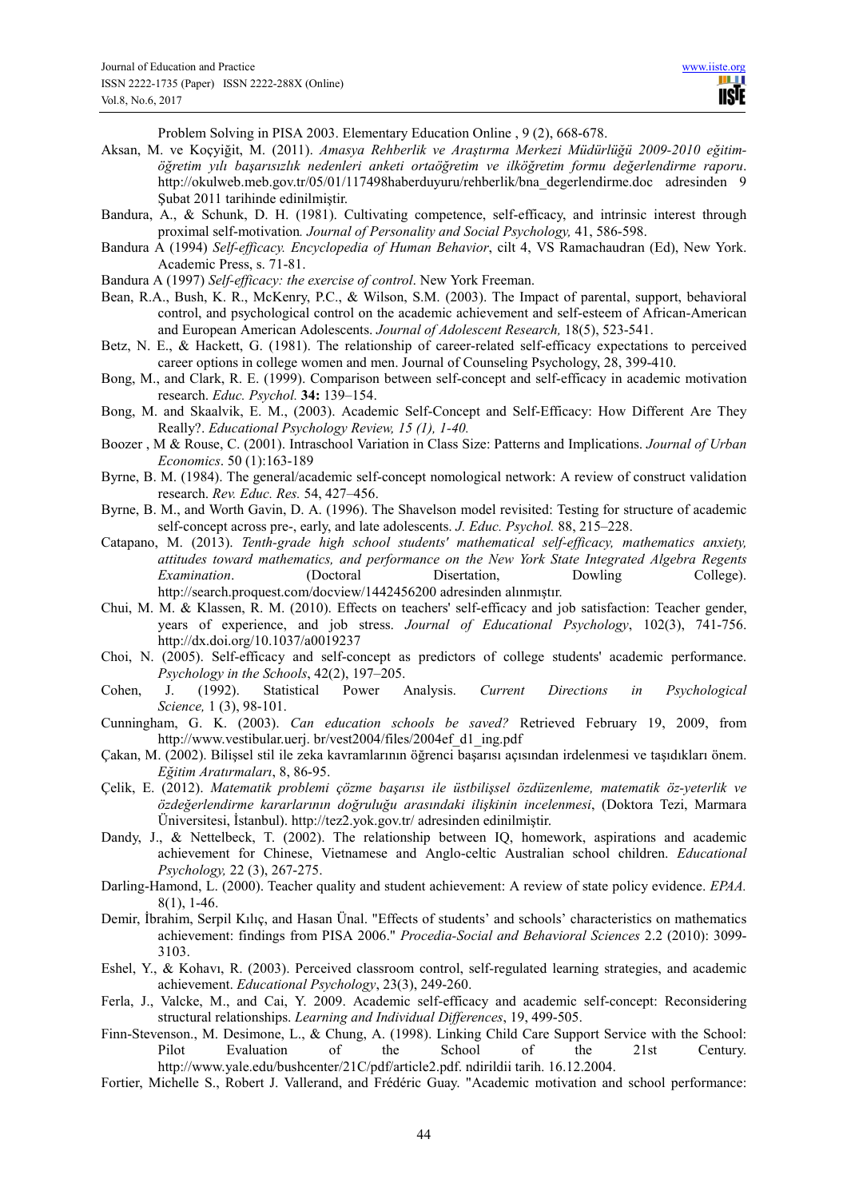Problem Solving in PISA 2003. Elementary Education Online , 9 (2), 668-678.

Aksan, M. ve Koçyiğit, M. (2011). *Amasya Rehberlik ve Araştırma Merkezi Müdürlüğü 2009-2010 eğitim-öğretim yılı başarısızlık nedenleri anketi ortaöğretim ve ilköğretim formu değerlendirme raporu*. http://okulweb.meb.gov.tr/05/01/117498haberduyuru/rehberlik/bna_degerlendirme.doc adresinden 9 Şubat 2011 tarihinde edinilmiştir.

Bandura, A., & Schunk, D. H. (1981). Cultivating competence, self-efficacy, and intrinsic interest through proximal self-motivation*. Journal of Personality and Social Psychology,* 41, 586-598.

Bandura A (1994) *Self-efficacy. Encyclopedia of Human Behavior*, cilt 4, VS Ramachaudran (Ed), New York. Academic Press, s. 71-81.

Bandura A (1997) *Self-efficacy: the exercise of control*. New York Freeman.

Bean, R.A., Bush, K. R., McKenry, P.C., & Wilson, S.M. (2003). The Impact of parental, support, behavioral control, and psychological control on the academic achievement and self-esteem of African-American and European American Adolescents. *Journal of Adolescent Research,* 18(5), 523-541.

Betz, N. E., & Hackett, G. (1981). The relationship of career-related self-efficacy expectations to perceived career options in college women and men. Journal of Counseling Psychology, 28, 399-410.

Bong, M., and Clark, R. E. (1999). Comparison between self-concept and self-efficacy in academic motivation research. *Educ. Psychol.* **34:** 139–154.

Bong, M. and Skaalvik, E. M., (2003). Academic Self-Concept and Self-Efficacy: How Different Are They Really?. *Educational Psychology Review, 15 (1), 1-40.*

Boozer , M & Rouse, C. (2001). Intraschool Variation in Class Size: Patterns and Implications. *Journal of Urban Economics*. 50 (1):163-189

Byrne, B. M. (1984). The general/academic self-concept nomological network: A review of construct validation research. *Rev. Educ. Res.* 54, 427–456.

Byrne, B. M., and Worth Gavin, D. A. (1996). The Shavelson model revisited: Testing for structure of academic self-concept across pre-, early, and late adolescents. *J. Educ. Psychol.* 88, 215–228.

Catapano, M. (2013). *Tenth-grade high school students' mathematical self-efficacy, mathematics anxiety, attitudes toward mathematics, and performance on the New York State Integrated Algebra Regents Examination*. (Doctoral Disertation, Dowling College). http://search.proquest.com/docview/1442456200 adresinden alınmıştır.

Chui, M. M. & Klassen, R. M. (2010). Effects on teachers' self-efficacy and job satisfaction: Teacher gender, years of experience, and job stress. *Journal of Educational Psychology*, 102(3), 741-756. http://dx.doi.org/10.1037/a0019237

Choi, N. (2005). Self-efficacy and self-concept as predictors of college students' academic performance. *Psychology in the Schools*, 42(2), 197–205.

Cohen, J. (1992). Statistical Power Analysis. *Current Directions in Psychological Science,* 1 (3), 98-101.

Cunningham, G. K. (2003). *Can education schools be saved?* Retrieved February 19, 2009, from http://www.vestibular.uerj. br/vest2004/files/2004ef_d1_ing.pdf

Çakan, M. (2002). Bilişsel stil ile zeka kavramlarının öğrenci başarısı açısından irdelenmesi ve taşıdıkları önem. *Eğitim Aratırmaları*, 8, 86-95.

Çelik, E. (2012). *Matematik problemi çözme başarısı ile üstbilişsel özdüzenleme, matematik öz-yeterlik ve özdeğerlendirme kararlarının doğruluğu arasındaki ilişkinin incelenmesi*, (Doktora Tezi, Marmara Üniversitesi, İstanbul). http://tez2.yok.gov.tr/ adresinden edinilmiştir.

Dandy, J., & Nettelbeck, T. (2002). The relationship between IQ, homework, aspirations and academic achievement for Chinese, Vietnamese and Anglo-celtic Australian school children. *Educational Psychology,* 22 (3), 267-275.

Darling-Hamond, L. (2000). Teacher quality and student achievement: A review of state policy evidence. *EPAA.* 8(1), 1-46.

Demir, İbrahim, Serpil Kılıç, and Hasan Ünal. "Effects of students' and schools' characteristics on mathematics achievement: findings from PISA 2006." *Procedia-Social and Behavioral Sciences* 2.2 (2010): 3099-3103.

Eshel, Y., & Kohavı, R. (2003). Perceived classroom control, self-regulated learning strategies, and academic achievement. *Educational Psychology*, 23(3), 249-260.

Ferla, J., Valcke, M., and Cai, Y. 2009. Academic self-efficacy and academic self-concept: Reconsidering structural relationships. *Learning and Individual Differences*, 19, 499-505.

Finn-Stevenson., M. Desimone, L., & Chung, A. (1998). Linking Child Care Support Service with the School: Pilot Evaluation of the School of the 21st Century. http://www.yale.edu/bushcenter/21C/pdf/article2.pdf. ndirildii tarih. 16.12.2004.

Fortier, Michelle S., Robert J. Vallerand, and Frédéric Guay. "Academic motivation and school performance: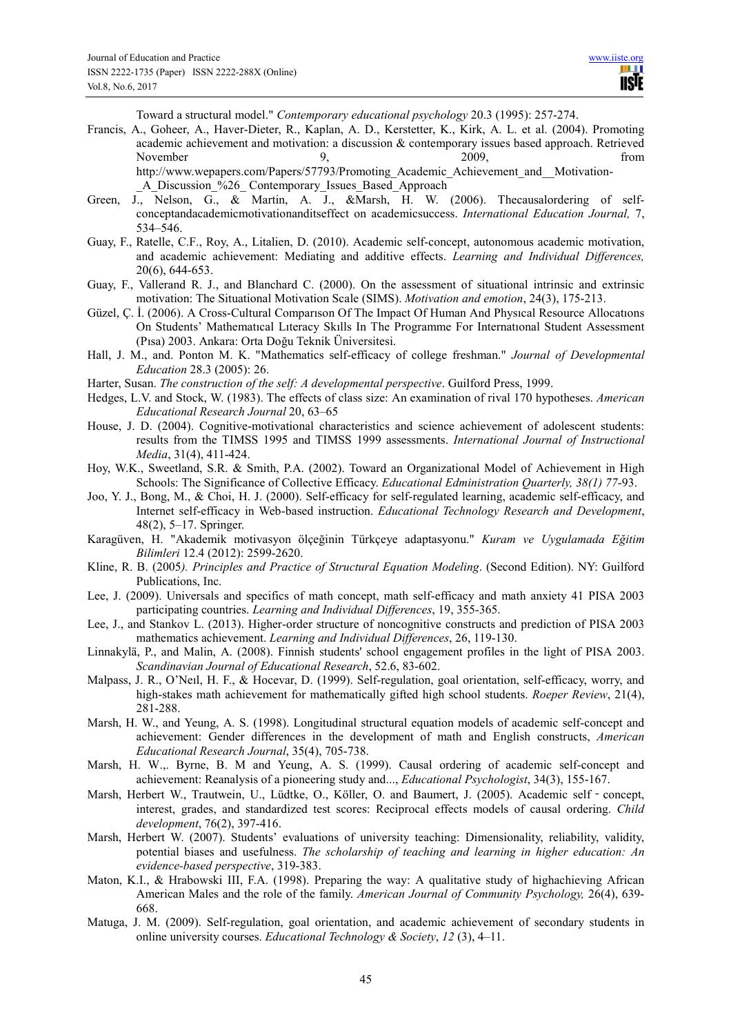Toward a structural model." *Contemporary educational psychology* 20.3 (1995): 257-274.

Francis, A., Goheer, A., Haver-Dieter, R., Kaplan, A. D., Kerstetter, K., Kirk, A. L. et al. (2004). Promoting academic achievement and motivation: a discussion & contemporary issues based approach. Retrieved November 9, 2009, from http://www.wepapers.com/Papers/57793/Promoting_Academic_Achievement_and__Motivation-_A_Discussion_%26_ Contemporary_Issues_Based_Approach

Green, J., Nelson, G., & Martin, A. J., &Marsh, H. W. (2006). Thecausalordering of self-conceptandacademicmotivationanditseffect on academicsuccess. *International Education Journal,* 7, 534–546.

Guay, F., Ratelle, C.F., Roy, A., Litalien, D. (2010). Academic self-concept, autonomous academic motivation, and academic achievement: Mediating and additive effects. *Learning and Individual Differences,* 20(6), 644-653.

Guay, F., Vallerand R. J., and Blanchard C. (2000). On the assessment of situational intrinsic and extrinsic motivation: The Situational Motivation Scale (SIMS). *Motivation and emotion*, 24(3), 175-213.

Güzel, Ç. İ. (2006). A Cross-Cultural Comparıson Of The Impact Of Human And Physıcal Resource Allocatıons On Students' Mathematıcal Lıteracy Skılls In The Programme For Internatıonal Student Assessment (Pısa) 2003. Ankara: Orta Doğu Teknik Üniversitesi.

Hall, J. M., and. Ponton M. K. "Mathematics self-efficacy of college freshman." *Journal of Developmental Education* 28.3 (2005): 26.

Harter, Susan. *The construction of the self: A developmental perspective*. Guilford Press, 1999.

Hedges, L.V. and Stock, W. (1983). The effects of class size: An examination of rival 170 hypotheses. *American Educational Research Journal* 20, 63–65

House, J. D. (2004). Cognitive-motivational characteristics and science achievement of adolescent students: results from the TIMSS 1995 and TIMSS 1999 assessments. *International Journal of Instructional Media*, 31(4), 411-424.

Hoy, W.K., Sweetland, S.R. & Smith, P.A. (2002). Toward an Organizational Model of Achievement in High Schools: The Significance of Collective Efficacy. *Educational Edministration Quarterly, 38(1) 77*-93.

Joo, Y. J., Bong, M., & Choi, H. J. (2000). Self-efficacy for self-regulated learning, academic self-efficacy, and Internet self-efficacy in Web-based instruction. *Educational Technology Research and Development*, 48(2), 5–17. Springer.

Karagüven, H. "Akademik motivasyon ölçeğinin Türkçeye adaptasyonu." *Kuram ve Uygulamada Eğitim Bilimleri* 12.4 (2012): 2599-2620.

Kline, R. B. (2005*). Principles and Practice of Structural Equation Modeling*. (Second Edition). NY: Guilford Publications, Inc.

Lee, J. (2009). Universals and specifics of math concept, math self-efficacy and math anxiety 41 PISA 2003 participating countries. *Learning and Individual Differences*, 19, 355-365.

Lee, J., and Stankov L. (2013). Higher-order structure of noncognitive constructs and prediction of PISA 2003 mathematics achievement. *Learning and Individual Differences*, 26, 119-130.

Linnakylä, P., and Malin, A. (2008). Finnish students' school engagement profiles in the light of PISA 2003. *Scandinavian Journal of Educational Research*, 52.6, 83-602.

Malpass, J. R., O'Neıl, H. F., & Hocevar, D. (1999). Self-regulation, goal orientation, self-efficacy, worry, and high-stakes math achievement for mathematically gifted high school students. *Roeper Review*, 21(4), 281-288.

Marsh, H. W., and Yeung, A. S. (1998). Longitudinal structural equation models of academic self-concept and achievement: Gender differences in the development of math and English constructs, *American Educational Research Journal*, 35(4), 705-738.

Marsh, H. W.,. Byrne, B. M and Yeung, A. S. (1999). Causal ordering of academic self-concept and achievement: Reanalysis of a pioneering study and..., *Educational Psychologist*, 34(3), 155-167.

Marsh, Herbert W., Trautwein, U., Lüdtke, O., Köller, O. and Baumert, J. (2005). Academic self‐concept, interest, grades, and standardized test scores: Reciprocal effects models of causal ordering. *Child development*, 76(2), 397-416.

Marsh, Herbert W. (2007). Students' evaluations of university teaching: Dimensionality, reliability, validity, potential biases and usefulness. *The scholarship of teaching and learning in higher education: An evidence-based perspective*, 319-383.

Maton, K.I., & Hrabowski III, F.A. (1998). Preparing the way: A qualitative study of highachieving African American Males and the role of the family. *American Journal of Community Psychology,* 26(4), 639-668.

Matuga, J. M. (2009). Self-regulation, goal orientation, and academic achievement of secondary students in online university courses. *Educational Technology & Society*, *12* (3), 4–11.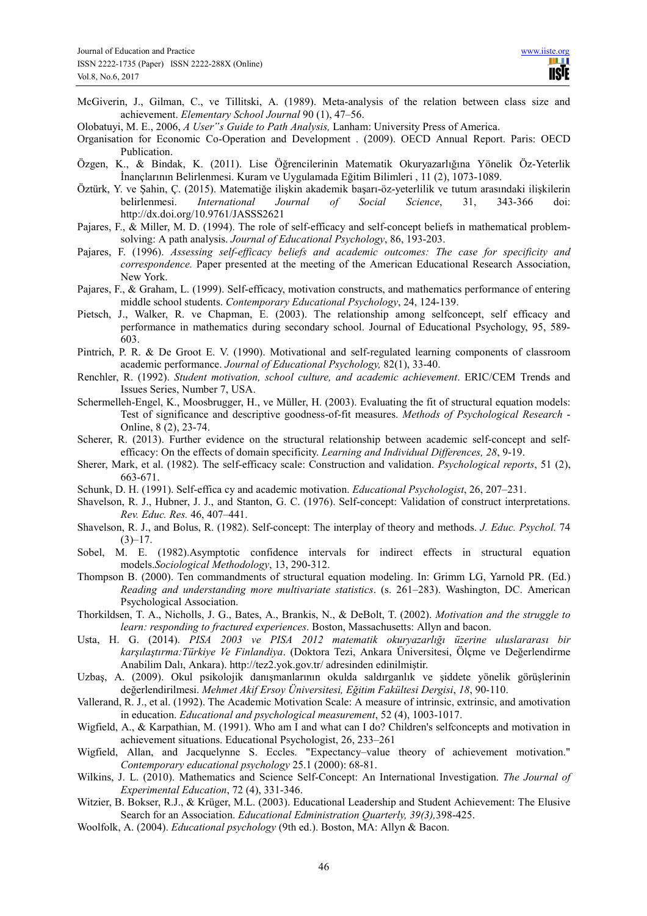McGiverin, J., Gilman, C., ve Tillitski, A. (1989). Meta-analysis of the relation between class size and achievement. *Elementary School Journal* 90 (1), 47–56.

Olobatuyi, M. E., 2006, *A User"s Guide to Path Analysis,* Lanham: University Press of America.

Organisation for Economic Co-Operation and Development . (2009). OECD Annual Report. Paris: OECD Publication.

Özgen, K., & Bindak, K. (2011). Lise Öğrencilerinin Matematik Okuryazarlığına Yönelik Öz-Yeterlik İnançlarının Belirlenmesi. Kuram ve Uygulamada Eğitim Bilimleri , 11 (2), 1073-1089.

Öztürk, Y. ve Şahin, Ç. (2015). Matematiğe ilişkin akademik başarı-öz-yeterlilik ve tutum arasındaki ilişkilerin belirlenmesi. *International Journal of Social Science*, 31, 343-366 doi: http://dx.doi.org/10.9761/JASSS2621

Pajares, F., & Miller, M. D. (1994). The role of self-efficacy and self-concept beliefs in mathematical problem-solving: A path analysis. *Journal of Educational Psychology*, 86, 193-203.

Pajares, F. (1996). *Assessing self-efficacy beliefs and academic outcomes: The case for specificity and correspondence.* Paper presented at the meeting of the American Educational Research Association, New York.

Pajares, F., & Graham, L. (1999). Self-efficacy, motivation constructs, and mathematics performance of entering middle school students. *Contemporary Educational Psychology*, 24, 124-139.

Pietsch, J., Walker, R. ve Chapman, E. (2003). The relationship among selfconcept, self efficacy and performance in mathematics during secondary school. Journal of Educational Psychology, 95, 589-603.

Pintrich, P. R. & De Groot E. V. (1990). Motivational and self-regulated learning components of classroom academic performance. *Journal of Educational Psychology,* 82(1), 33-40.

Renchler, R. (1992). *Student motivation, school culture, and academic achievement*. ERIC/CEM Trends and Issues Series, Number 7, USA.

Schermelleh-Engel, K., Moosbrugger, H., ve Müller, H. (2003). Evaluating the fit of structural equation models: Test of significance and descriptive goodness-of-fit measures. *Methods of Psychological Research -* Online, 8 (2), 23-74.

Scherer, R. (2013). Further evidence on the structural relationship between academic self-concept and self-efficacy: On the effects of domain specificity. *Learning and Individual Differences, 28*, 9-19.

Sherer, Mark, et al. (1982). The self-efficacy scale: Construction and validation. *Psychological reports*, 51 (2), 663-671.

Schunk, D. H. (1991). Self-effica cy and academic motivation. *Educational Psychologist*, 26, 207–231.

Shavelson, R. J., Hubner, J. J., and Stanton, G. C. (1976). Self-concept: Validation of construct interpretations. *Rev. Educ. Res.* 46, 407–441.

Shavelson, R. J., and Bolus, R. (1982). Self-concept: The interplay of theory and methods. *J. Educ. Psychol.* 74 (3)–17.

Sobel, M. E. (1982).Asymptotic confidence intervals for indirect effects in structural equation models.*Sociological Methodology*, 13, 290-312.

Thompson B. (2000). Ten commandments of structural equation modeling. In: Grimm LG, Yarnold PR. (Ed.) *Reading and understanding more multivariate statistics*. (s. 261–283). Washington, DC. American Psychological Association.

Thorkildsen, T. A., Nicholls, J. G., Bates, A., Brankis, N., & DeBolt, T. (2002). *Motivation and the struggle to learn: responding to fractured experiences*. Boston, Massachusetts: Allyn and bacon.

Usta, H. G. (2014). *PISA 2003 ve PISA 2012 matematik okuryazarlığı üzerine uluslararası bir karşılaştırma:Türkiye Ve Finlandiya*. (Doktora Tezi, Ankara Üniversitesi, Ölçme ve Değerlendirme Anabilim Dalı, Ankara). http://tez2.yok.gov.tr/ adresinden edinilmiştir.

Uzbaş, A. (2009). Okul psikolojik danışmanlarının okulda saldırganlık ve şiddete yönelik görüşlerinin değerlendirilmesi. *Mehmet Akif Ersoy Üniversitesi, Eğitim Fakültesi Dergisi*, *18*, 90-110.

Vallerand, R. J., et al. (1992). The Academic Motivation Scale: A measure of intrinsic, extrinsic, and amotivation in education. *Educational and psychological measurement*, 52 (4), 1003-1017.

Wigfield, A., & Karpathian, M. (1991). Who am I and what can I do? Children's selfconcepts and motivation in achievement situations. Educational Psychologist, 26, 233–261

Wigfield, Allan, and Jacquelynne S. Eccles. "Expectancy–value theory of achievement motivation." *Contemporary educational psychology* 25.1 (2000): 68-81.

Wilkins, J. L. (2010). Mathematics and Science Self-Concept: An International Investigation. *The Journal of Experimental Education*, 72 (4), 331-346.

Witzier, B. Bokser, R.J., & Krüger, M.L. (2003). Educational Leadership and Student Achievement: The Elusive Search for an Association. *Educational Edministration Quarterly, 39(3),*398-425.

Woolfolk, A. (2004). *Educational psychology* (9th ed.). Boston, MA: Allyn & Bacon.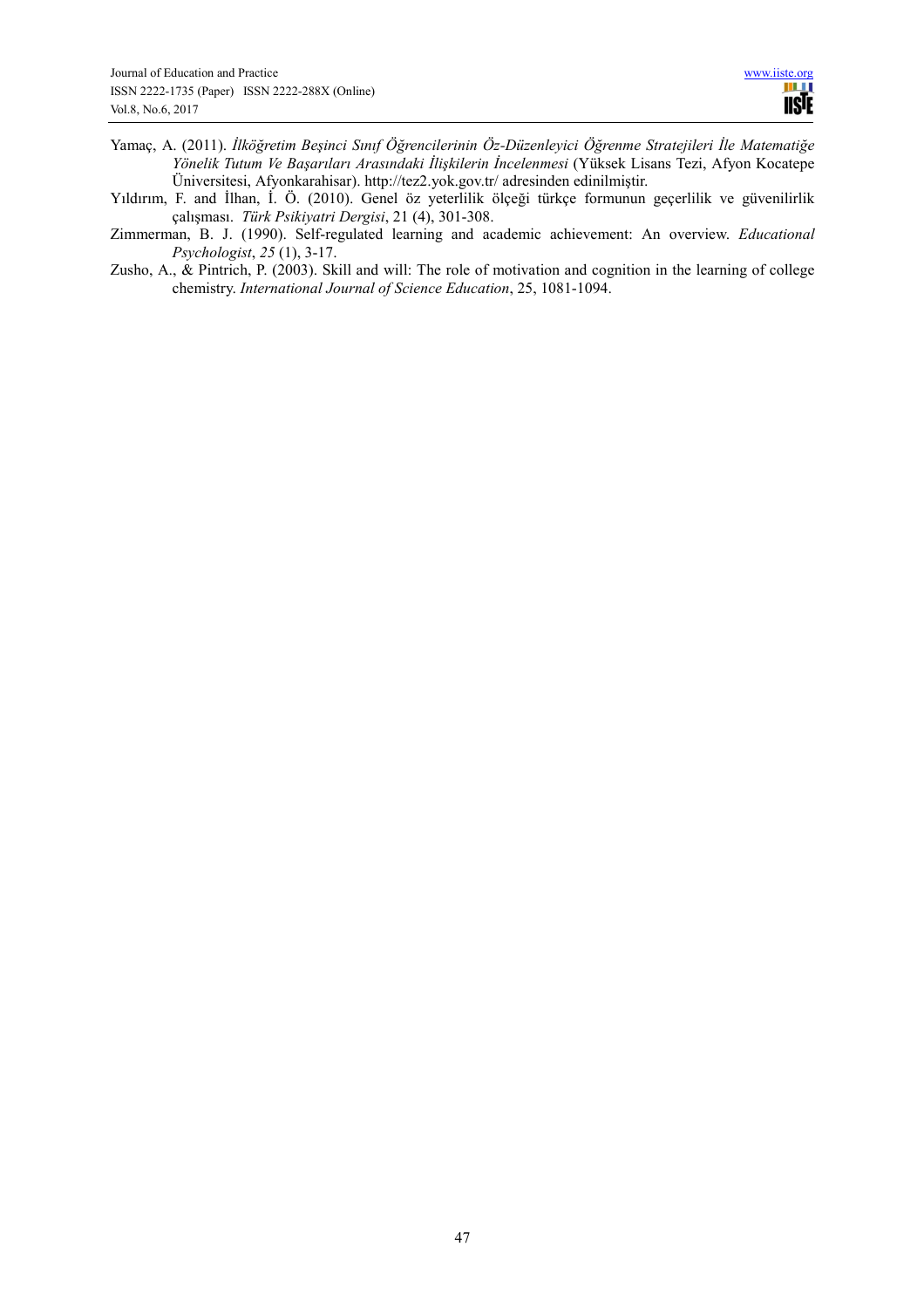Yamaç, A. (2011). *İlköğretim Beşinci Sınıf Öğrencilerinin Öz-Düzenleyici Öğrenme Stratejileri İle Matematiğe Yönelik Tutum Ve Başarıları Arasındaki İlişkilerin İncelenmesi* (Yüksek Lisans Tezi, Afyon Kocatepe Üniversitesi, Afyonkarahisar). http://tez2.yok.gov.tr/ adresinden edinilmiştir.

Yıldırım, F. and İlhan, İ. Ö. (2010). Genel öz yeterlilik ölçeği türkçe formunun geçerlilik ve güvenilirlik çalışması. *Türk Psikiyatri Dergisi*, 21 (4), 301-308.

Zimmerman, B. J. (1990). Self-regulated learning and academic achievement: An overview. *Educational Psychologist*, *25* (1), 3-17.

Zusho, A., & Pintrich, P. (2003). Skill and will: The role of motivation and cognition in the learning of college chemistry. *International Journal of Science Education*, 25, 1081-1094.